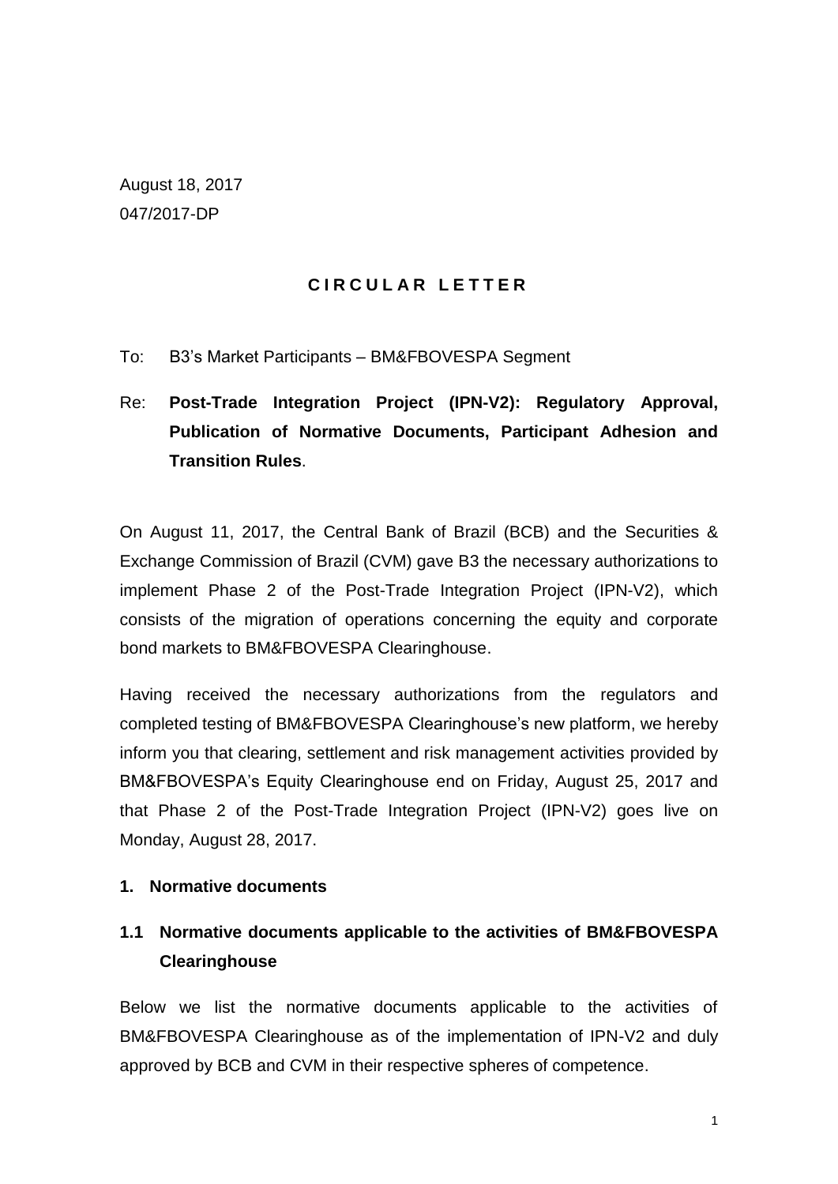August 18, 2017
047/2017-DP

**C I R C U L A R   L E T T E R**

To: B3's Market Participants – BM&FBOVESPA Segment

Re: **Post-Trade Integration Project (IPN-V2): Regulatory Approval, Publication of Normative Documents, Participant Adhesion and Transition Rules**.

On August 11, 2017, the Central Bank of Brazil (BCB) and the Securities & Exchange Commission of Brazil (CVM) gave B3 the necessary authorizations to implement Phase 2 of the Post-Trade Integration Project (IPN-V2), which consists of the migration of operations concerning the equity and corporate bond markets to BM&FBOVESPA Clearinghouse.

Having received the necessary authorizations from the regulators and completed testing of BM&FBOVESPA Clearinghouse's new platform, we hereby inform you that clearing, settlement and risk management activities provided by BM&FBOVESPA's Equity Clearinghouse end on Friday, August 25, 2017 and that Phase 2 of the Post-Trade Integration Project (IPN-V2) goes live on Monday, August 28, 2017.

## 1. Normative documents

### 1.1 Normative documents applicable to the activities of BM&FBOVESPA Clearinghouse

Below we list the normative documents applicable to the activities of BM&FBOVESPA Clearinghouse as of the implementation of IPN-V2 and duly approved by BCB and CVM in their respective spheres of competence.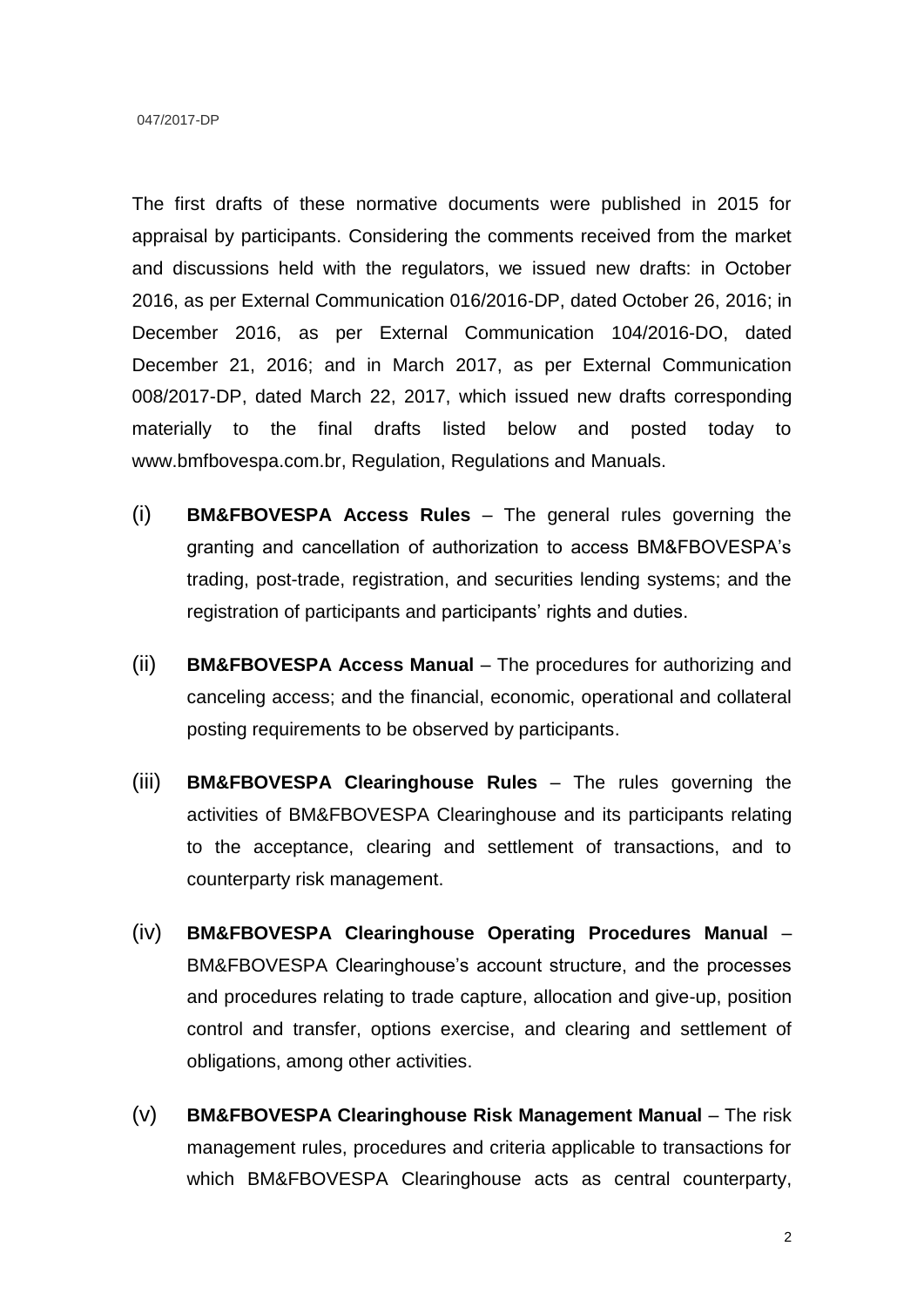The first drafts of these normative documents were published in 2015 for appraisal by participants. Considering the comments received from the market and discussions held with the regulators, we issued new drafts: in October 2016, as per External Communication 016/2016-DP, dated October 26, 2016; in December 2016, as per External Communication 104/2016-DO, dated December 21, 2016; and in March 2017, as per External Communication 008/2017-DP, dated March 22, 2017, which issued new drafts corresponding materially to the final drafts listed below and posted today to www.bmfbovespa.com.br, Regulation, Regulations and Manuals.

(i) **BM&FBOVESPA Access Rules** – The general rules governing the granting and cancellation of authorization to access BM&FBOVESPA's trading, post-trade, registration, and securities lending systems; and the registration of participants and participants' rights and duties.

(ii) **BM&FBOVESPA Access Manual** – The procedures for authorizing and canceling access; and the financial, economic, operational and collateral posting requirements to be observed by participants.

(iii) **BM&FBOVESPA Clearinghouse Rules** – The rules governing the activities of BM&FBOVESPA Clearinghouse and its participants relating to the acceptance, clearing and settlement of transactions, and to counterparty risk management.

(iv) **BM&FBOVESPA Clearinghouse Operating Procedures Manual** – BM&FBOVESPA Clearinghouse's account structure, and the processes and procedures relating to trade capture, allocation and give-up, position control and transfer, options exercise, and clearing and settlement of obligations, among other activities.

(v) **BM&FBOVESPA Clearinghouse Risk Management Manual** – The risk management rules, procedures and criteria applicable to transactions for which BM&FBOVESPA Clearinghouse acts as central counterparty,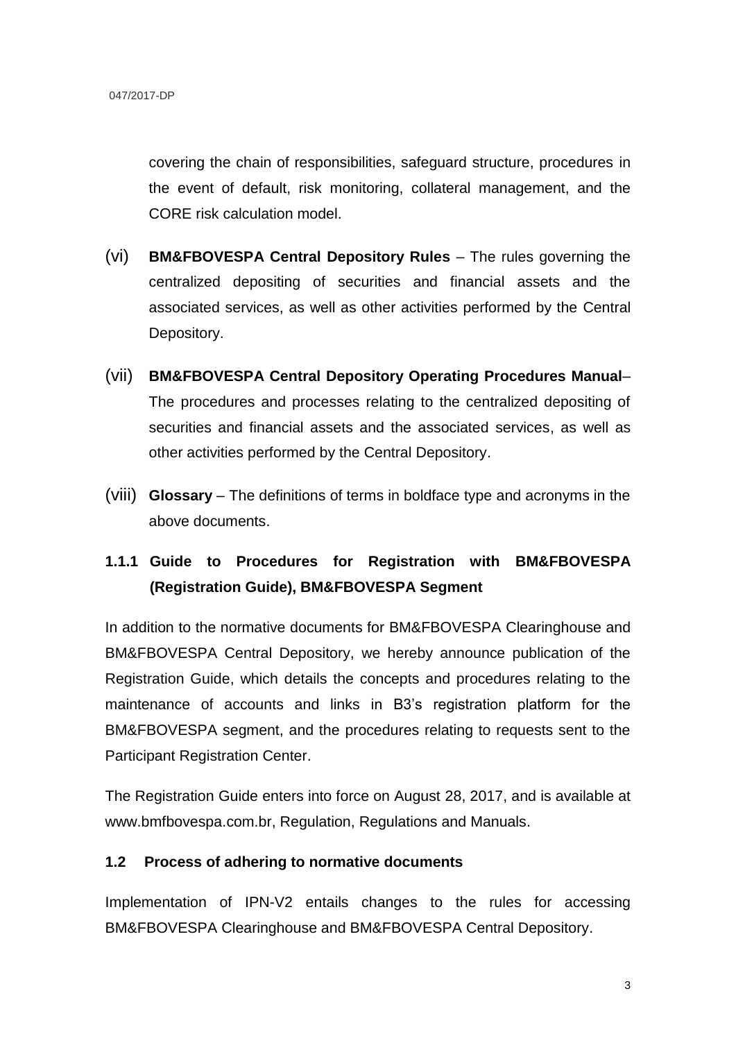covering the chain of responsibilities, safeguard structure, procedures in the event of default, risk monitoring, collateral management, and the CORE risk calculation model.

(vi) **BM&FBOVESPA Central Depository Rules** – The rules governing the centralized depositing of securities and financial assets and the associated services, as well as other activities performed by the Central Depository.

(vii) **BM&FBOVESPA Central Depository Operating Procedures Manual**– The procedures and processes relating to the centralized depositing of securities and financial assets and the associated services, as well as other activities performed by the Central Depository.

(viii) **Glossary** – The definitions of terms in boldface type and acronyms in the above documents.

### 1.1.1 Guide to Procedures for Registration with BM&FBOVESPA (Registration Guide), BM&FBOVESPA Segment

In addition to the normative documents for BM&FBOVESPA Clearinghouse and BM&FBOVESPA Central Depository, we hereby announce publication of the Registration Guide, which details the concepts and procedures relating to the maintenance of accounts and links in B3's registration platform for the BM&FBOVESPA segment, and the procedures relating to requests sent to the Participant Registration Center.

The Registration Guide enters into force on August 28, 2017, and is available at www.bmfbovespa.com.br, Regulation, Regulations and Manuals.

### 1.2 Process of adhering to normative documents

Implementation of IPN-V2 entails changes to the rules for accessing BM&FBOVESPA Clearinghouse and BM&FBOVESPA Central Depository.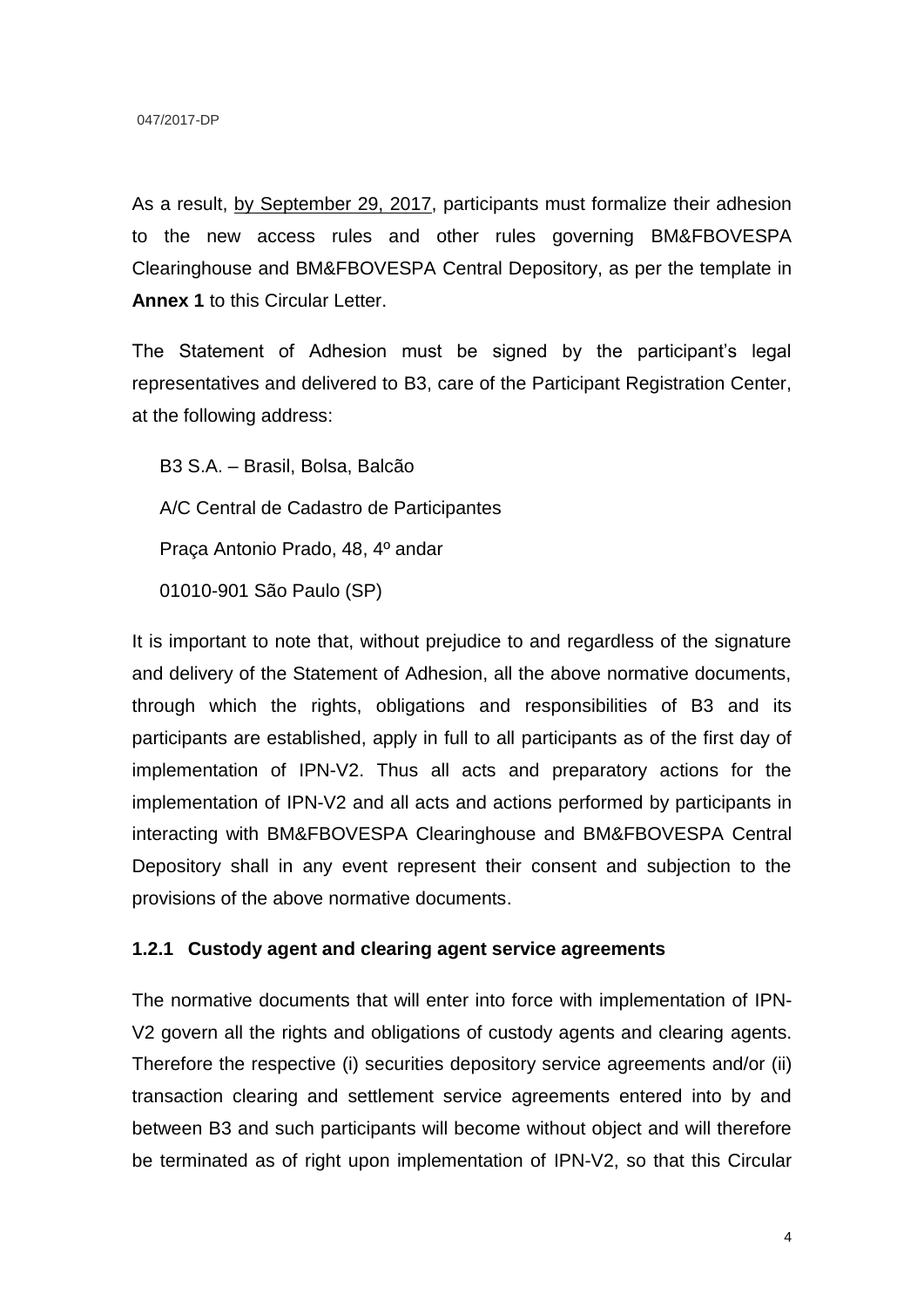As a result, by September 29, 2017, participants must formalize their adhesion to the new access rules and other rules governing BM&FBOVESPA Clearinghouse and BM&FBOVESPA Central Depository, as per the template in **Annex 1** to this Circular Letter.

The Statement of Adhesion must be signed by the participant's legal representatives and delivered to B3, care of the Participant Registration Center, at the following address:

B3 S.A. – Brasil, Bolsa, Balcão
A/C Central de Cadastro de Participantes
Praça Antonio Prado, 48, 4º andar
01010-901 São Paulo (SP)

It is important to note that, without prejudice to and regardless of the signature and delivery of the Statement of Adhesion, all the above normative documents, through which the rights, obligations and responsibilities of B3 and its participants are established, apply in full to all participants as of the first day of implementation of IPN-V2. Thus all acts and preparatory actions for the implementation of IPN-V2 and all acts and actions performed by participants in interacting with BM&FBOVESPA Clearinghouse and BM&FBOVESPA Central Depository shall in any event represent their consent and subjection to the provisions of the above normative documents.

### 1.2.1 Custody agent and clearing agent service agreements

The normative documents that will enter into force with implementation of IPN-V2 govern all the rights and obligations of custody agents and clearing agents. Therefore the respective (i) securities depository service agreements and/or (ii) transaction clearing and settlement service agreements entered into by and between B3 and such participants will become without object and will therefore be terminated as of right upon implementation of IPN-V2, so that this Circular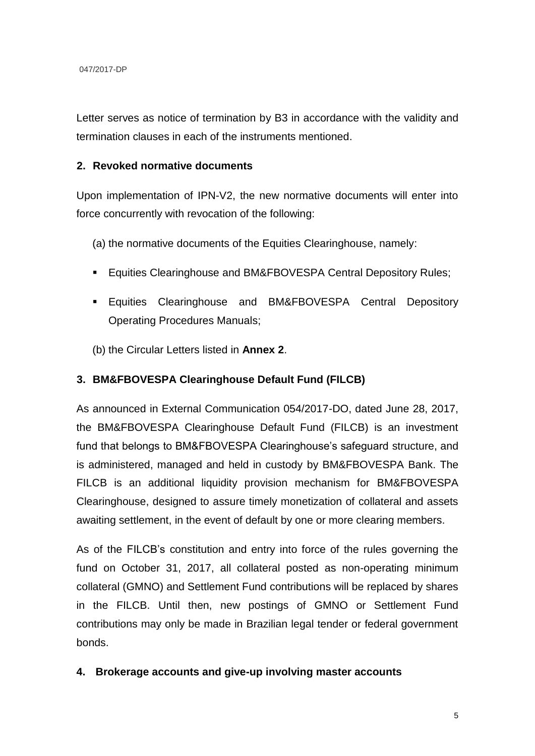Letter serves as notice of termination by B3 in accordance with the validity and termination clauses in each of the instruments mentioned.

## 2. Revoked normative documents

Upon implementation of IPN-V2, the new normative documents will enter into force concurrently with revocation of the following:

(a) the normative documents of the Equities Clearinghouse, namely:

- Equities Clearinghouse and BM&FBOVESPA Central Depository Rules;
- Equities Clearinghouse and BM&FBOVESPA Central Depository Operating Procedures Manuals;

(b) the Circular Letters listed in **Annex 2**.

## 3. BM&FBOVESPA Clearinghouse Default Fund (FILCB)

As announced in External Communication 054/2017-DO, dated June 28, 2017, the BM&FBOVESPA Clearinghouse Default Fund (FILCB) is an investment fund that belongs to BM&FBOVESPA Clearinghouse's safeguard structure, and is administered, managed and held in custody by BM&FBOVESPA Bank. The FILCB is an additional liquidity provision mechanism for BM&FBOVESPA Clearinghouse, designed to assure timely monetization of collateral and assets awaiting settlement, in the event of default by one or more clearing members.

As of the FILCB's constitution and entry into force of the rules governing the fund on October 31, 2017, all collateral posted as non-operating minimum collateral (GMNO) and Settlement Fund contributions will be replaced by shares in the FILCB. Until then, new postings of GMNO or Settlement Fund contributions may only be made in Brazilian legal tender or federal government bonds.

## 4. Brokerage accounts and give-up involving master accounts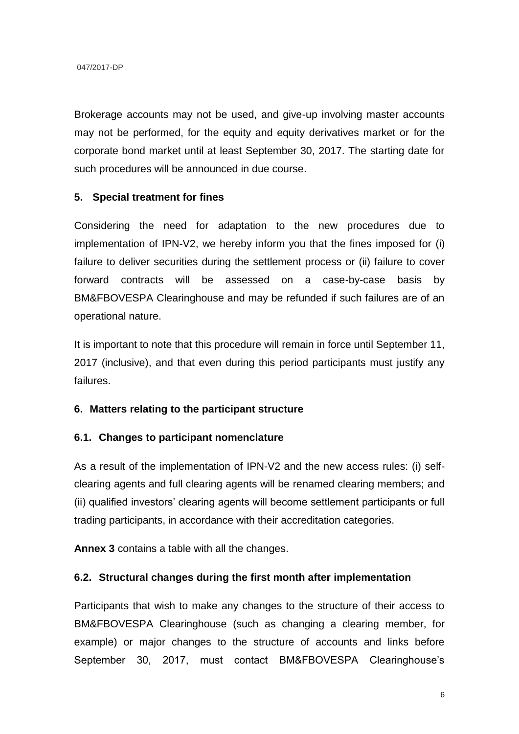Brokerage accounts may not be used, and give-up involving master accounts may not be performed, for the equity and equity derivatives market or for the corporate bond market until at least September 30, 2017. The starting date for such procedures will be announced in due course.

## 5. Special treatment for fines

Considering the need for adaptation to the new procedures due to implementation of IPN-V2, we hereby inform you that the fines imposed for (i) failure to deliver securities during the settlement process or (ii) failure to cover forward contracts will be assessed on a case-by-case basis by BM&FBOVESPA Clearinghouse and may be refunded if such failures are of an operational nature.

It is important to note that this procedure will remain in force until September 11, 2017 (inclusive), and that even during this period participants must justify any failures.

## 6. Matters relating to the participant structure

### 6.1. Changes to participant nomenclature

As a result of the implementation of IPN-V2 and the new access rules: (i) self-clearing agents and full clearing agents will be renamed clearing members; and (ii) qualified investors' clearing agents will become settlement participants or full trading participants, in accordance with their accreditation categories.

**Annex 3** contains a table with all the changes.

### 6.2. Structural changes during the first month after implementation

Participants that wish to make any changes to the structure of their access to BM&FBOVESPA Clearinghouse (such as changing a clearing member, for example) or major changes to the structure of accounts and links before September 30, 2017, must contact BM&FBOVESPA Clearinghouse's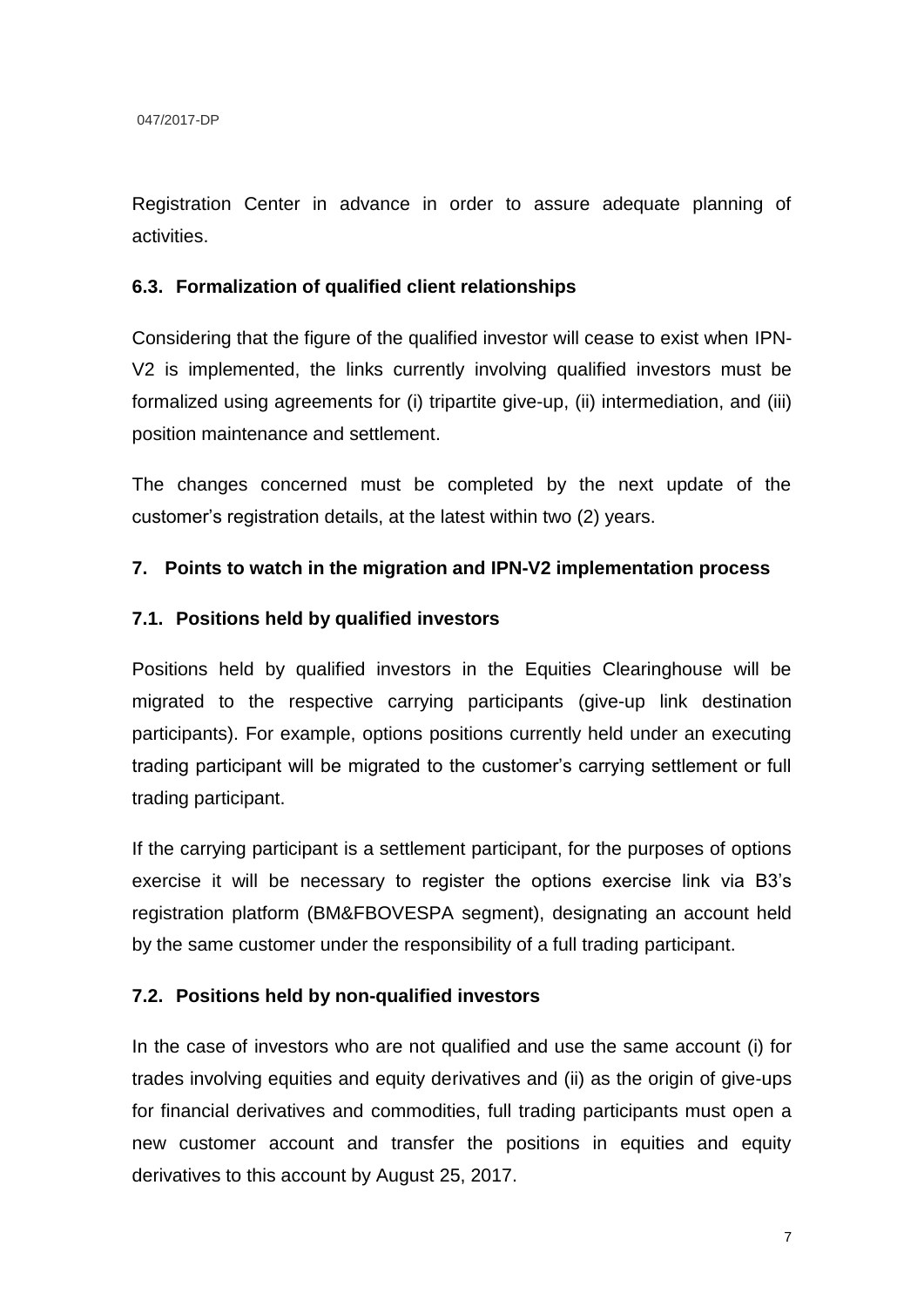Registration Center in advance in order to assure adequate planning of activities.

### 6.3. Formalization of qualified client relationships

Considering that the figure of the qualified investor will cease to exist when IPN-V2 is implemented, the links currently involving qualified investors must be formalized using agreements for (i) tripartite give-up, (ii) intermediation, and (iii) position maintenance and settlement.

The changes concerned must be completed by the next update of the customer's registration details, at the latest within two (2) years.

## 7. Points to watch in the migration and IPN-V2 implementation process

### 7.1. Positions held by qualified investors

Positions held by qualified investors in the Equities Clearinghouse will be migrated to the respective carrying participants (give-up link destination participants). For example, options positions currently held under an executing trading participant will be migrated to the customer's carrying settlement or full trading participant.

If the carrying participant is a settlement participant, for the purposes of options exercise it will be necessary to register the options exercise link via B3's registration platform (BM&FBOVESPA segment), designating an account held by the same customer under the responsibility of a full trading participant.

### 7.2. Positions held by non-qualified investors

In the case of investors who are not qualified and use the same account (i) for trades involving equities and equity derivatives and (ii) as the origin of give-ups for financial derivatives and commodities, full trading participants must open a new customer account and transfer the positions in equities and equity derivatives to this account by August 25, 2017.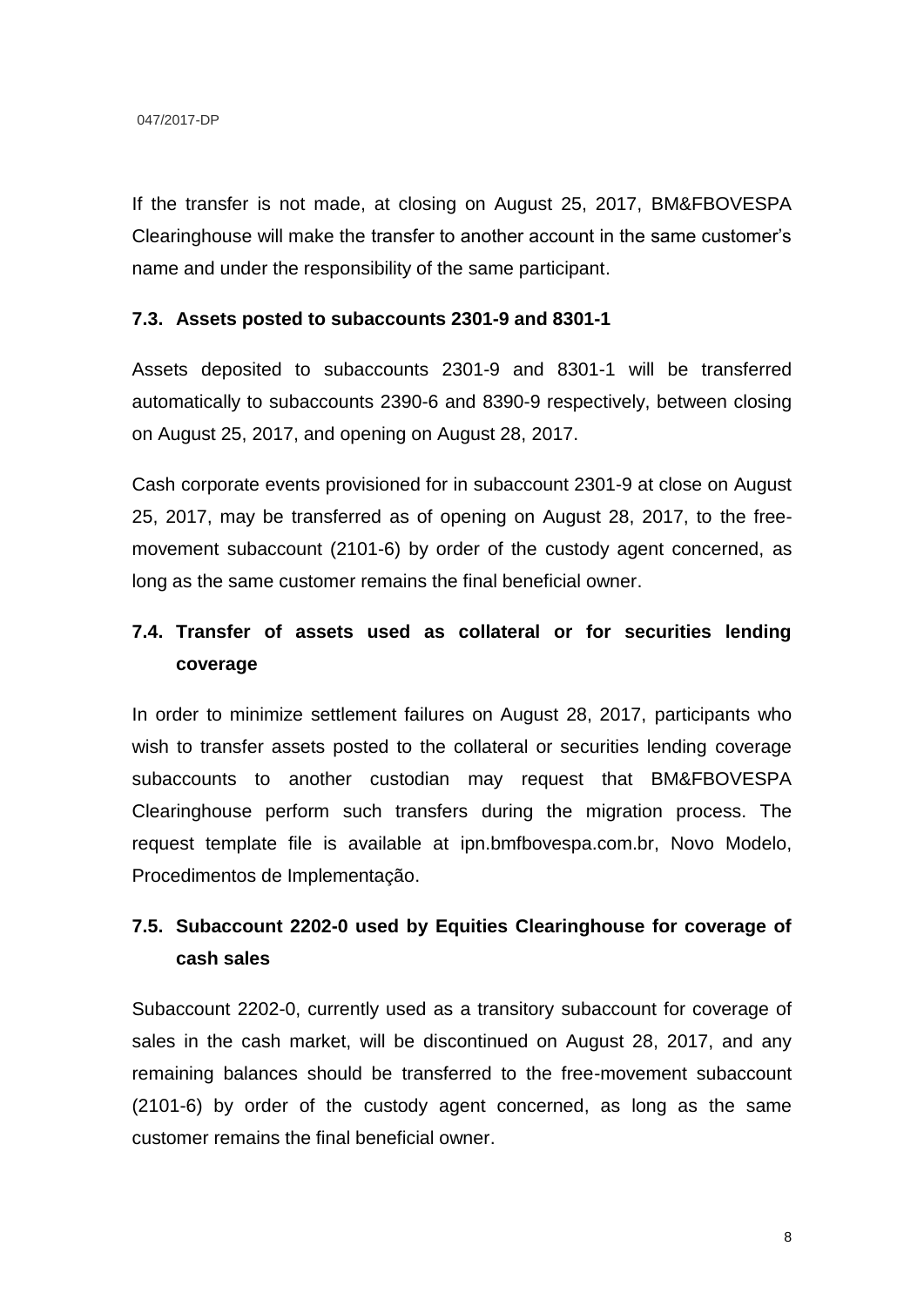If the transfer is not made, at closing on August 25, 2017, BM&FBOVESPA Clearinghouse will make the transfer to another account in the same customer's name and under the responsibility of the same participant.

### 7.3. Assets posted to subaccounts 2301-9 and 8301-1

Assets deposited to subaccounts 2301-9 and 8301-1 will be transferred automatically to subaccounts 2390-6 and 8390-9 respectively, between closing on August 25, 2017, and opening on August 28, 2017.

Cash corporate events provisioned for in subaccount 2301-9 at close on August 25, 2017, may be transferred as of opening on August 28, 2017, to the free-movement subaccount (2101-6) by order of the custody agent concerned, as long as the same customer remains the final beneficial owner.

### 7.4. Transfer of assets used as collateral or for securities lending coverage

In order to minimize settlement failures on August 28, 2017, participants who wish to transfer assets posted to the collateral or securities lending coverage subaccounts to another custodian may request that BM&FBOVESPA Clearinghouse perform such transfers during the migration process. The request template file is available at ipn.bmfbovespa.com.br, Novo Modelo, Procedimentos de Implementação.

### 7.5. Subaccount 2202-0 used by Equities Clearinghouse for coverage of cash sales

Subaccount 2202-0, currently used as a transitory subaccount for coverage of sales in the cash market, will be discontinued on August 28, 2017, and any remaining balances should be transferred to the free-movement subaccount (2101-6) by order of the custody agent concerned, as long as the same customer remains the final beneficial owner.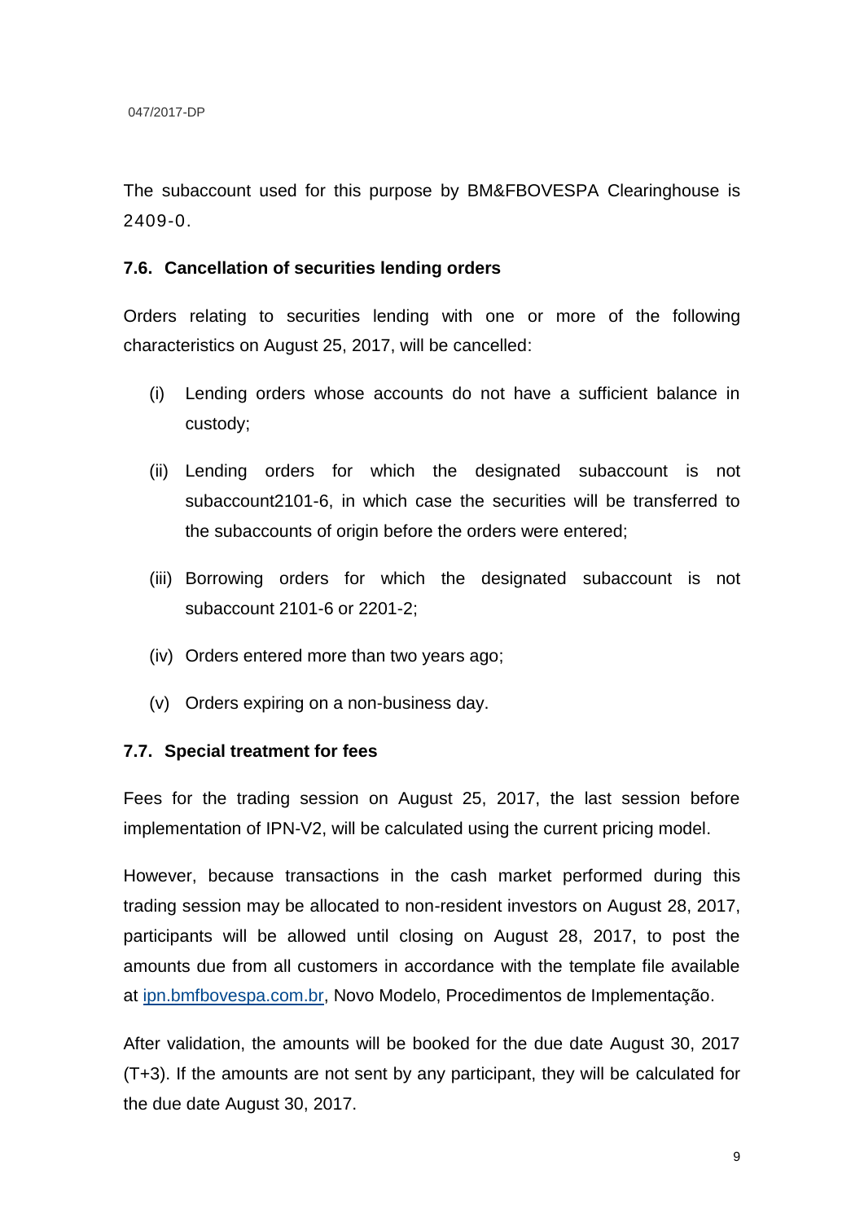The subaccount used for this purpose by BM&FBOVESPA Clearinghouse is 2409-0.

### 7.6. Cancellation of securities lending orders

Orders relating to securities lending with one or more of the following characteristics on August 25, 2017, will be cancelled:

(i) Lending orders whose accounts do not have a sufficient balance in custody;

(ii) Lending orders for which the designated subaccount is not subaccount2101-6, in which case the securities will be transferred to the subaccounts of origin before the orders were entered;

(iii) Borrowing orders for which the designated subaccount is not subaccount 2101-6 or 2201-2;

(iv) Orders entered more than two years ago;

(v) Orders expiring on a non-business day.

### 7.7. Special treatment for fees

Fees for the trading session on August 25, 2017, the last session before implementation of IPN-V2, will be calculated using the current pricing model.

However, because transactions in the cash market performed during this trading session may be allocated to non-resident investors on August 28, 2017, participants will be allowed until closing on August 28, 2017, to post the amounts due from all customers in accordance with the template file available at ipn.bmfbovespa.com.br, Novo Modelo, Procedimentos de Implementação.

After validation, the amounts will be booked for the due date August 30, 2017 (T+3). If the amounts are not sent by any participant, they will be calculated for the due date August 30, 2017.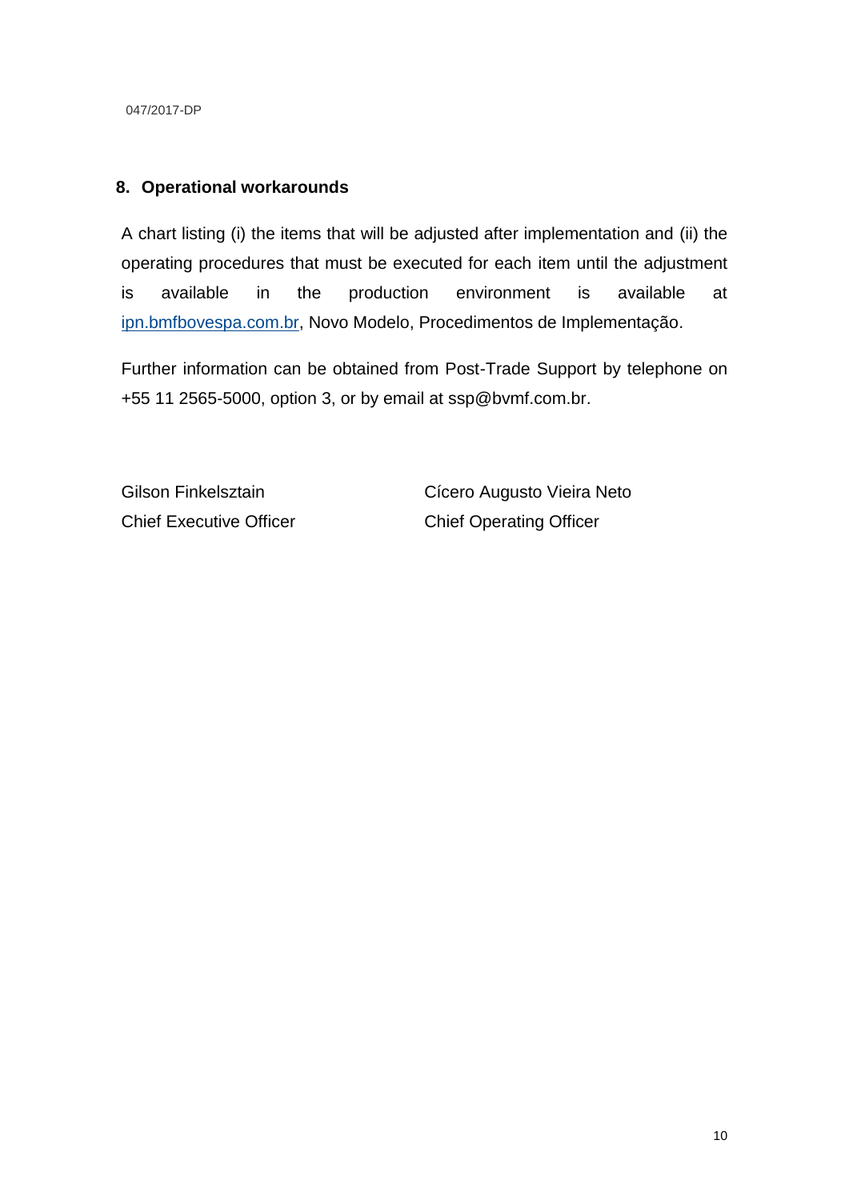## 8. Operational workarounds

A chart listing (i) the items that will be adjusted after implementation and (ii) the operating procedures that must be executed for each item until the adjustment is available in the production environment is available at ipn.bmfbovespa.com.br, Novo Modelo, Procedimentos de Implementação.

Further information can be obtained from Post-Trade Support by telephone on +55 11 2565-5000, option 3, or by email at ssp@bvmf.com.br.

Gilson Finkelsztain
Chief Executive Officer

Cícero Augusto Vieira Neto
Chief Operating Officer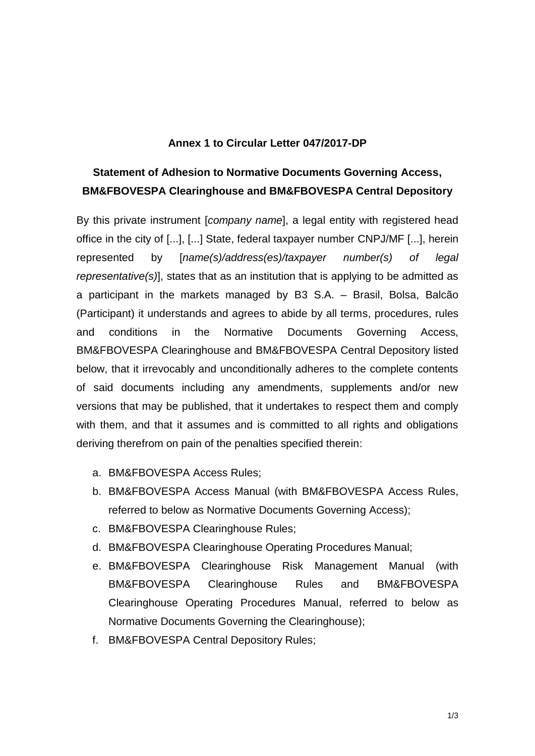**Annex 1 to Circular Letter 047/2017-DP**

**Statement of Adhesion to Normative Documents Governing Access, BM&FBOVESPA Clearinghouse and BM&FBOVESPA Central Depository**

By this private instrument [*company name*], a legal entity with registered head office in the city of [...], [...] State, federal taxpayer number CNPJ/MF [...], herein represented by [*name(s)/address(es)/taxpayer number(s) of legal representative(s)*], states that as an institution that is applying to be admitted as a participant in the markets managed by B3 S.A. – Brasil, Bolsa, Balcão (Participant) it understands and agrees to abide by all terms, procedures, rules and conditions in the Normative Documents Governing Access, BM&FBOVESPA Clearinghouse and BM&FBOVESPA Central Depository listed below, that it irrevocably and unconditionally adheres to the complete contents of said documents including any amendments, supplements and/or new versions that may be published, that it undertakes to respect them and comply with them, and that it assumes and is committed to all rights and obligations deriving therefrom on pain of the penalties specified therein:

a. BM&FBOVESPA Access Rules;
b. BM&FBOVESPA Access Manual (with BM&FBOVESPA Access Rules, referred to below as Normative Documents Governing Access);
c. BM&FBOVESPA Clearinghouse Rules;
d. BM&FBOVESPA Clearinghouse Operating Procedures Manual;
e. BM&FBOVESPA Clearinghouse Risk Management Manual (with BM&FBOVESPA Clearinghouse Rules and BM&FBOVESPA Clearinghouse Operating Procedures Manual, referred to below as Normative Documents Governing the Clearinghouse);
f. BM&FBOVESPA Central Depository Rules;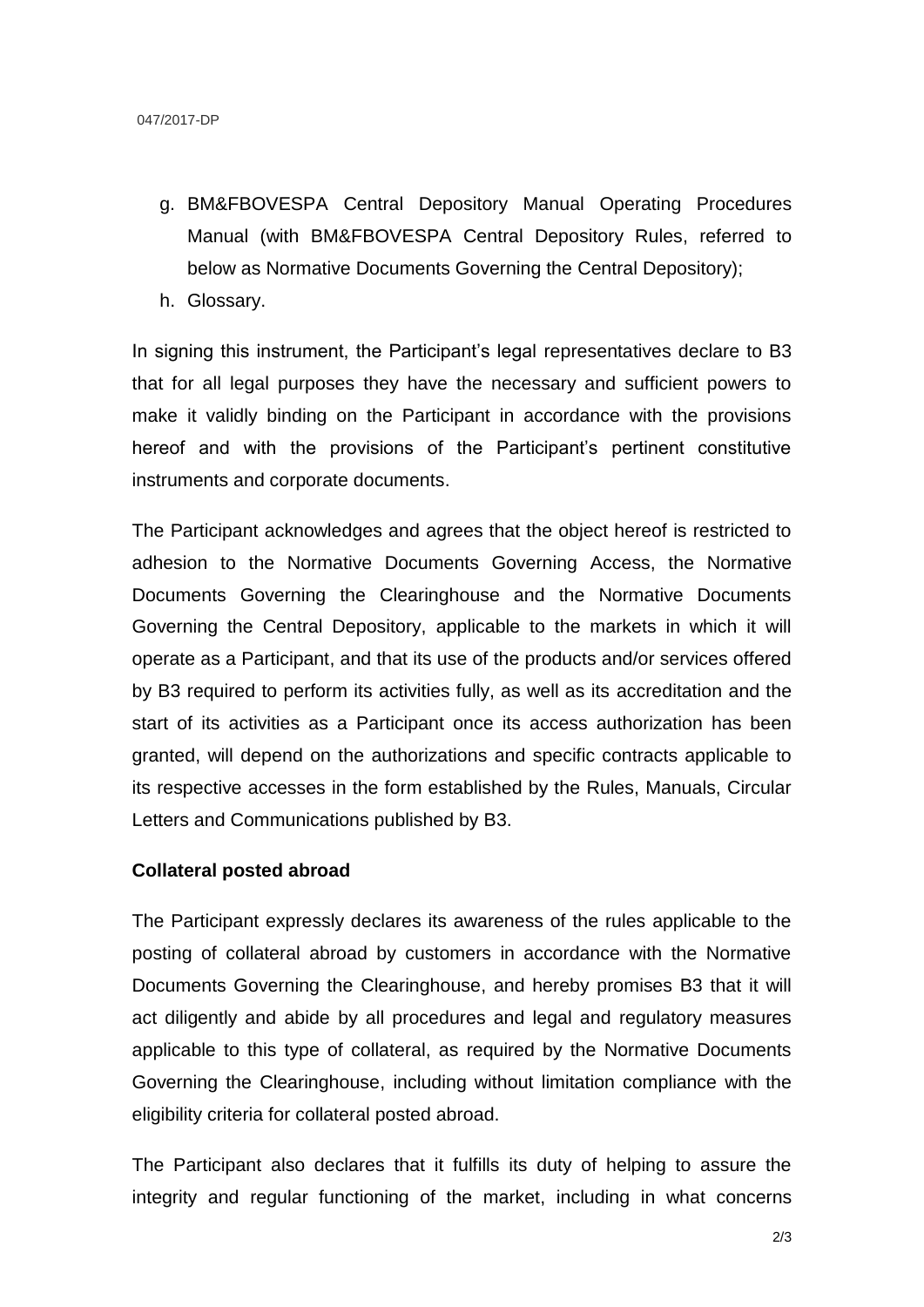g. BM&FBOVESPA Central Depository Manual Operating Procedures Manual (with BM&FBOVESPA Central Depository Rules, referred to below as Normative Documents Governing the Central Depository);
h. Glossary.

In signing this instrument, the Participant's legal representatives declare to B3 that for all legal purposes they have the necessary and sufficient powers to make it validly binding on the Participant in accordance with the provisions hereof and with the provisions of the Participant's pertinent constitutive instruments and corporate documents.

The Participant acknowledges and agrees that the object hereof is restricted to adhesion to the Normative Documents Governing Access, the Normative Documents Governing the Clearinghouse and the Normative Documents Governing the Central Depository, applicable to the markets in which it will operate as a Participant, and that its use of the products and/or services offered by B3 required to perform its activities fully, as well as its accreditation and the start of its activities as a Participant once its access authorization has been granted, will depend on the authorizations and specific contracts applicable to its respective accesses in the form established by the Rules, Manuals, Circular Letters and Communications published by B3.

**Collateral posted abroad**

The Participant expressly declares its awareness of the rules applicable to the posting of collateral abroad by customers in accordance with the Normative Documents Governing the Clearinghouse, and hereby promises B3 that it will act diligently and abide by all procedures and legal and regulatory measures applicable to this type of collateral, as required by the Normative Documents Governing the Clearinghouse, including without limitation compliance with the eligibility criteria for collateral posted abroad.

The Participant also declares that it fulfills its duty of helping to assure the integrity and regular functioning of the market, including in what concerns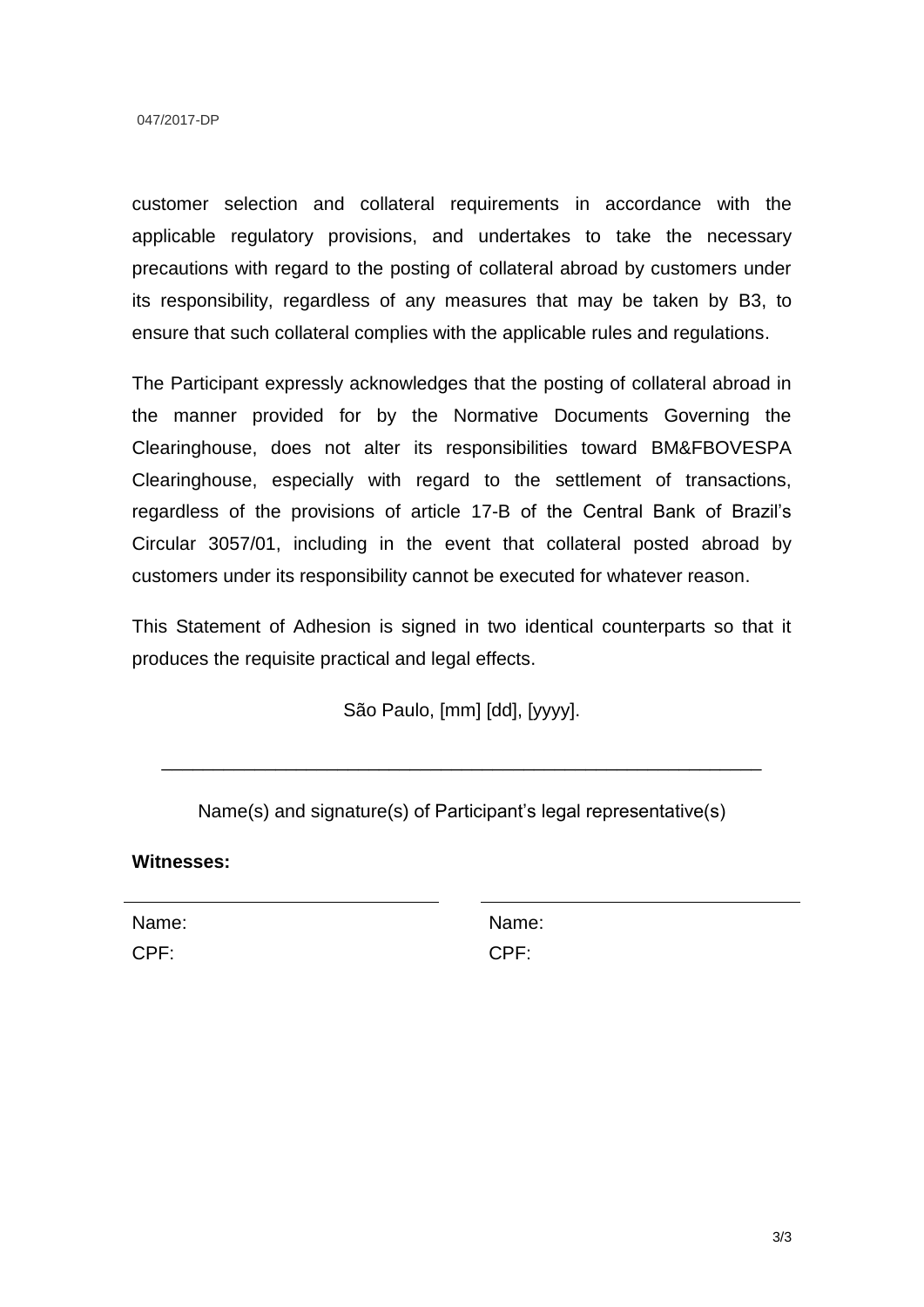customer selection and collateral requirements in accordance with the applicable regulatory provisions, and undertakes to take the necessary precautions with regard to the posting of collateral abroad by customers under its responsibility, regardless of any measures that may be taken by B3, to ensure that such collateral complies with the applicable rules and regulations.

The Participant expressly acknowledges that the posting of collateral abroad in the manner provided for by the Normative Documents Governing the Clearinghouse, does not alter its responsibilities toward BM&FBOVESPA Clearinghouse, especially with regard to the settlement of transactions, regardless of the provisions of article 17-B of the Central Bank of Brazil's Circular 3057/01, including in the event that collateral posted abroad by customers under its responsibility cannot be executed for whatever reason.

This Statement of Adhesion is signed in two identical counterparts so that it produces the requisite practical and legal effects.

São Paulo, [mm] [dd], [yyyy].

\_\_\_\_\_\_\_\_\_\_\_\_\_\_\_\_\_\_\_\_\_\_\_\_\_\_\_\_\_\_\_\_\_\_\_\_\_\_\_\_\_\_\_\_\_\_\_\_\_\_\_\_\_\_

Name(s) and signature(s) of Participant's legal representative(s)

**Witnesses:**

| \_\_\_\_\_\_\_\_\_\_\_\_\_\_\_\_\_\_\_\_\_\_\_\_\_\_\_\_ | \_\_\_\_\_\_\_\_\_\_\_\_\_\_\_\_\_\_\_\_\_\_\_\_\_\_\_\_ |
|---|---|
| Name: | Name: |
| CPF: | CPF: |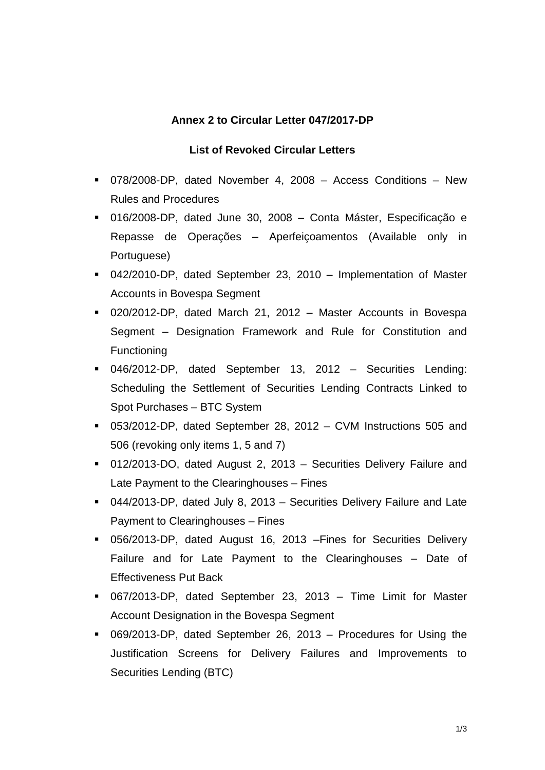**Annex 2 to Circular Letter 047/2017-DP**

**List of Revoked Circular Letters**

- 078/2008-DP, dated November 4, 2008 – Access Conditions – New Rules and Procedures
- 016/2008-DP, dated June 30, 2008 – Conta Máster, Especificação e Repasse de Operações – Aperfeiçoamentos (Available only in Portuguese)
- 042/2010-DP, dated September 23, 2010 – Implementation of Master Accounts in Bovespa Segment
- 020/2012-DP, dated March 21, 2012 – Master Accounts in Bovespa Segment – Designation Framework and Rule for Constitution and Functioning
- 046/2012-DP, dated September 13, 2012 – Securities Lending: Scheduling the Settlement of Securities Lending Contracts Linked to Spot Purchases – BTC System
- 053/2012-DP, dated September 28, 2012 – CVM Instructions 505 and 506 (revoking only items 1, 5 and 7)
- 012/2013-DO, dated August 2, 2013 – Securities Delivery Failure and Late Payment to the Clearinghouses – Fines
- 044/2013-DP, dated July 8, 2013 – Securities Delivery Failure and Late Payment to Clearinghouses – Fines
- 056/2013-DP, dated August 16, 2013 –Fines for Securities Delivery Failure and for Late Payment to the Clearinghouses – Date of Effectiveness Put Back
- 067/2013-DP, dated September 23, 2013 – Time Limit for Master Account Designation in the Bovespa Segment
- 069/2013-DP, dated September 26, 2013 – Procedures for Using the Justification Screens for Delivery Failures and Improvements to Securities Lending (BTC)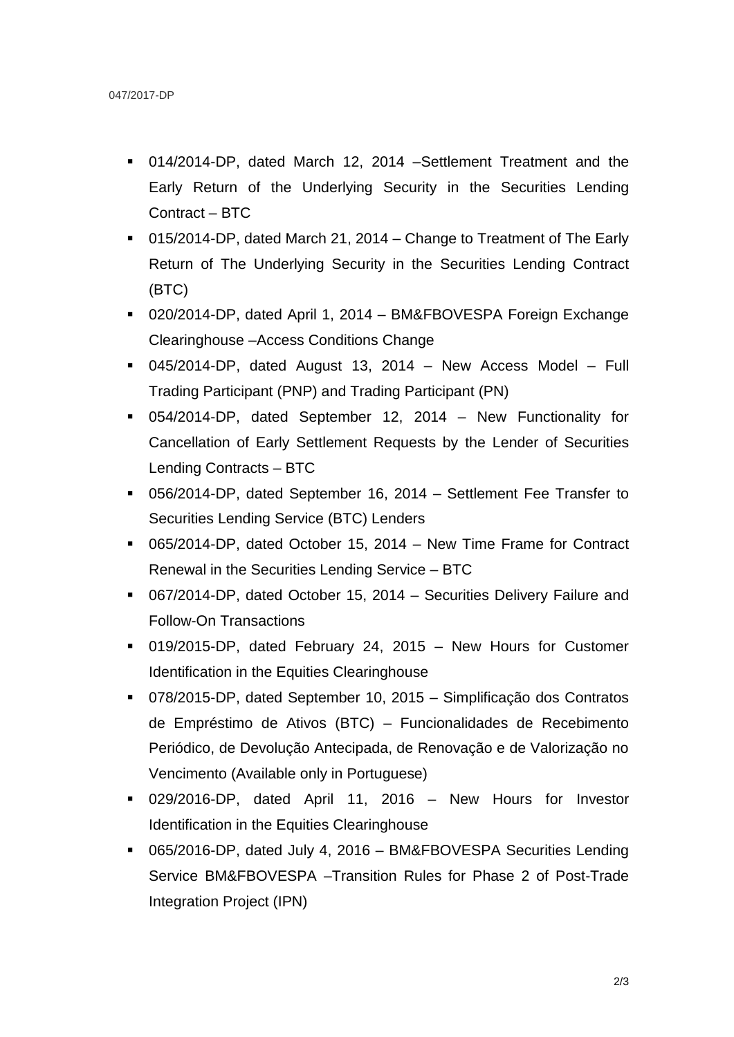- 014/2014-DP, dated March 12, 2014 –Settlement Treatment and the Early Return of the Underlying Security in the Securities Lending Contract – BTC
- 015/2014-DP, dated March 21, 2014 – Change to Treatment of The Early Return of The Underlying Security in the Securities Lending Contract (BTC)
- 020/2014-DP, dated April 1, 2014 – BM&FBOVESPA Foreign Exchange Clearinghouse –Access Conditions Change
- 045/2014-DP, dated August 13, 2014 – New Access Model – Full Trading Participant (PNP) and Trading Participant (PN)
- 054/2014-DP, dated September 12, 2014 – New Functionality for Cancellation of Early Settlement Requests by the Lender of Securities Lending Contracts – BTC
- 056/2014-DP, dated September 16, 2014 – Settlement Fee Transfer to Securities Lending Service (BTC) Lenders
- 065/2014-DP, dated October 15, 2014 – New Time Frame for Contract Renewal in the Securities Lending Service – BTC
- 067/2014-DP, dated October 15, 2014 – Securities Delivery Failure and Follow-On Transactions
- 019/2015-DP, dated February 24, 2015 – New Hours for Customer Identification in the Equities Clearinghouse
- 078/2015-DP, dated September 10, 2015 – Simplificação dos Contratos de Empréstimo de Ativos (BTC) – Funcionalidades de Recebimento Periódico, de Devolução Antecipada, de Renovação e de Valorização no Vencimento (Available only in Portuguese)
- 029/2016-DP, dated April 11, 2016 – New Hours for Investor Identification in the Equities Clearinghouse
- 065/2016-DP, dated July 4, 2016 – BM&FBOVESPA Securities Lending Service BM&FBOVESPA –Transition Rules for Phase 2 of Post-Trade Integration Project (IPN)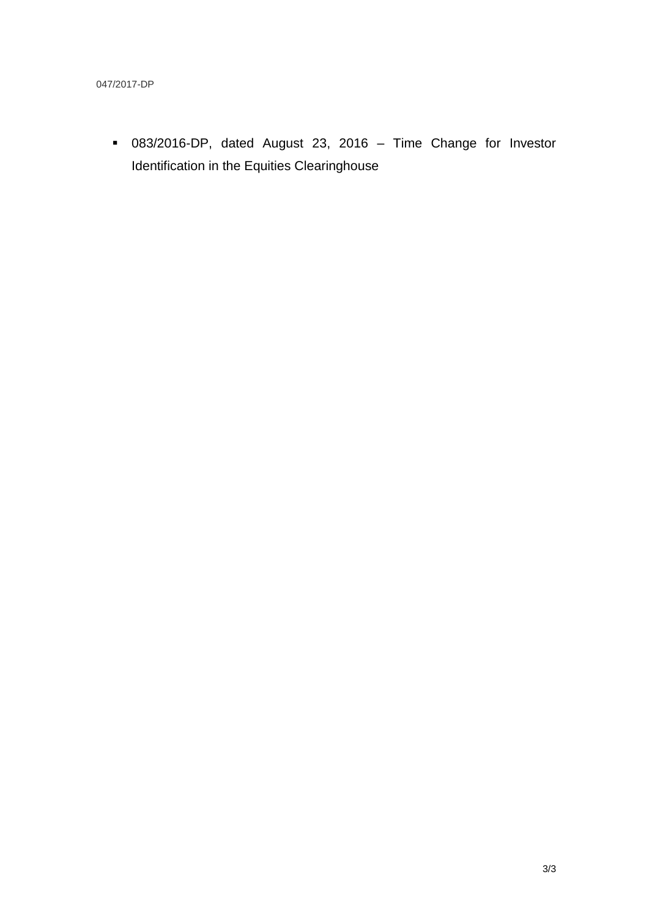- 083/2016-DP, dated August 23, 2016 – Time Change for Investor Identification in the Equities Clearinghouse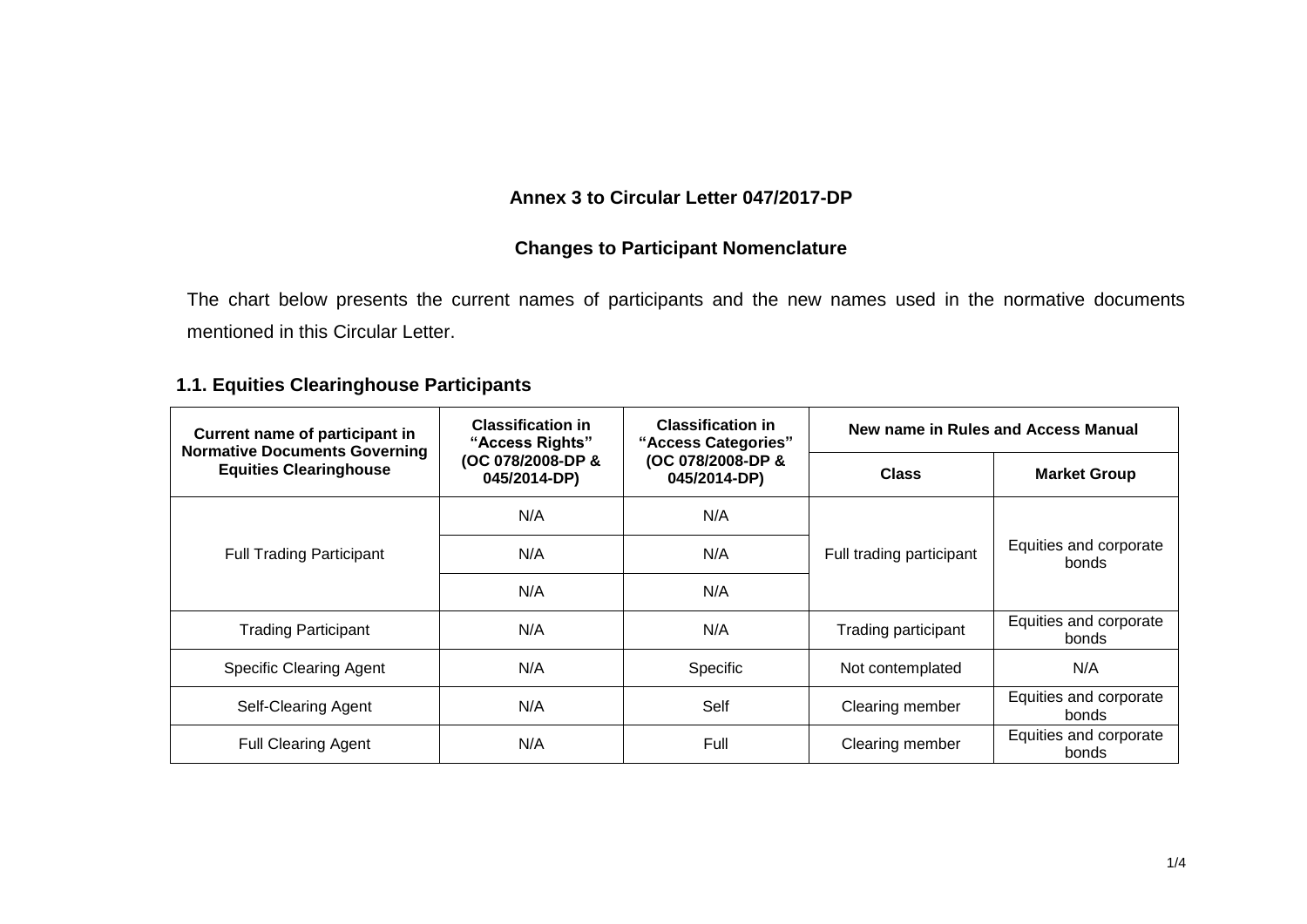**Annex 3 to Circular Letter 047/2017-DP**

**Changes to Participant Nomenclature**

The chart below presents the current names of participants and the new names used in the normative documents mentioned in this Circular Letter.

### 1.1. Equities Clearinghouse Participants

| Current name of participant in Normative Documents Governing Equities Clearinghouse | Classification in "Access Rights" (OC 078/2008-DP & 045/2014-DP) | Classification in "Access Categories" (OC 078/2008-DP & 045/2014-DP) | New name in Rules and Access Manual | |
|---|---|---|---|---|
| | | | **Class** | **Market Group** |
| Full Trading Participant | N/A | N/A | Full trading participant | Equities and corporate bonds |
| | N/A | N/A | | |
| | N/A | N/A | | |
| Trading Participant | N/A | N/A | Trading participant | Equities and corporate bonds |
| Specific Clearing Agent | N/A | Specific | Not contemplated | N/A |
| Self-Clearing Agent | N/A | Self | Clearing member | Equities and corporate bonds |
| Full Clearing Agent | N/A | Full | Clearing member | Equities and corporate bonds |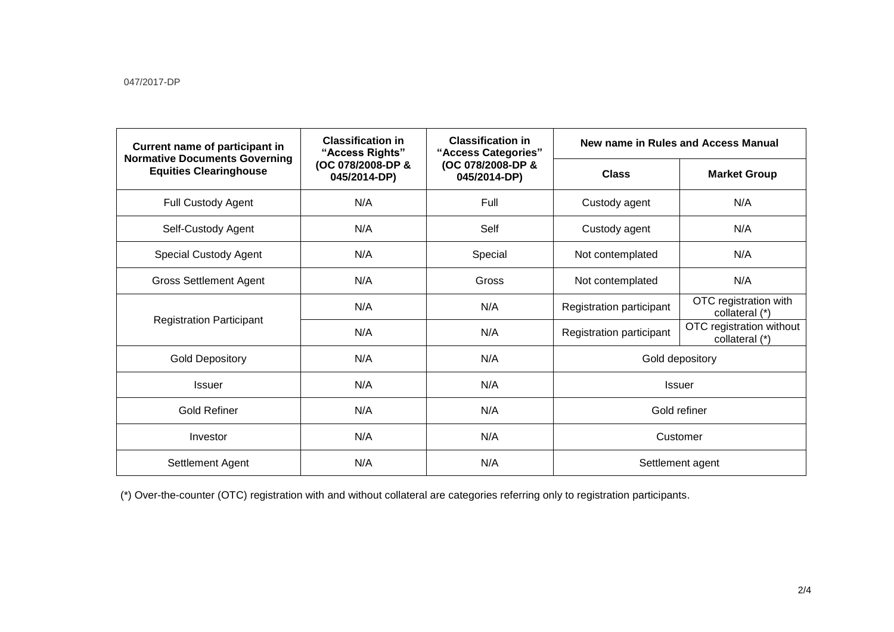047/2017-DP

| Current name of participant in Normative Documents Governing Equities Clearinghouse | Classification in "Access Rights" (OC 078/2008-DP & 045/2014-DP) | Classification in "Access Categories" (OC 078/2008-DP & 045/2014-DP) | New name in Rules and Access Manual | |
|---|---|---|---|---|
| | | | **Class** | **Market Group** |
| Full Custody Agent | N/A | Full | Custody agent | N/A |
| Self-Custody Agent | N/A | Self | Custody agent | N/A |
| Special Custody Agent | N/A | Special | Not contemplated | N/A |
| Gross Settlement Agent | N/A | Gross | Not contemplated | N/A |
| Registration Participant | N/A | N/A | Registration participant | OTC registration with collateral (*) |
| | N/A | N/A | Registration participant | OTC registration without collateral (*) |
| Gold Depository | N/A | N/A | Gold depository | |
| Issuer | N/A | N/A | Issuer | |
| Gold Refiner | N/A | N/A | Gold refiner | |
| Investor | N/A | N/A | Customer | |
| Settlement Agent | N/A | N/A | Settlement agent | |

(*) Over-the-counter (OTC) registration with and without collateral are categories referring only to registration participants.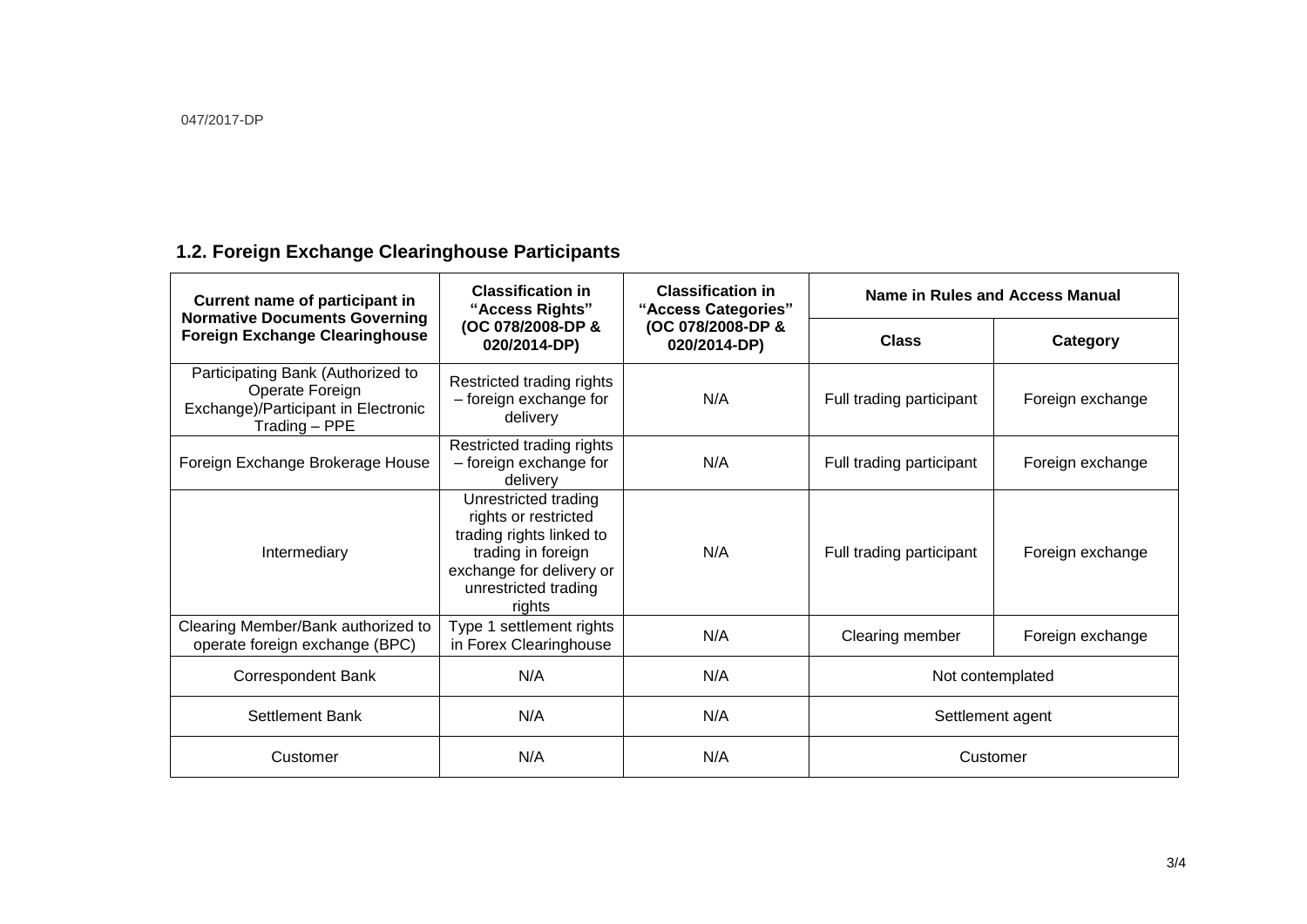047/2017-DP

## 1.2. Foreign Exchange Clearinghouse Participants

| Current name of participant in Normative Documents Governing Foreign Exchange Clearinghouse | Classification in "Access Rights" (OC 078/2008-DP & 020/2014-DP) | Classification in "Access Categories" (OC 078/2008-DP & 020/2014-DP) | Name in Rules and Access Manual | |
|---|---|---|---|---|
| | | | Class | Category |
| Participating Bank (Authorized to Operate Foreign Exchange)/Participant in Electronic Trading – PPE | Restricted trading rights – foreign exchange for delivery | N/A | Full trading participant | Foreign exchange |
| Foreign Exchange Brokerage House | Restricted trading rights – foreign exchange for delivery | N/A | Full trading participant | Foreign exchange |
| Intermediary | Unrestricted trading rights or restricted trading rights linked to trading in foreign exchange for delivery or unrestricted trading rights | N/A | Full trading participant | Foreign exchange |
| Clearing Member/Bank authorized to operate foreign exchange (BPC) | Type 1 settlement rights in Forex Clearinghouse | N/A | Clearing member | Foreign exchange |
| Correspondent Bank | N/A | N/A | Not contemplated | |
| Settlement Bank | N/A | N/A | Settlement agent | |
| Customer | N/A | N/A | Customer | |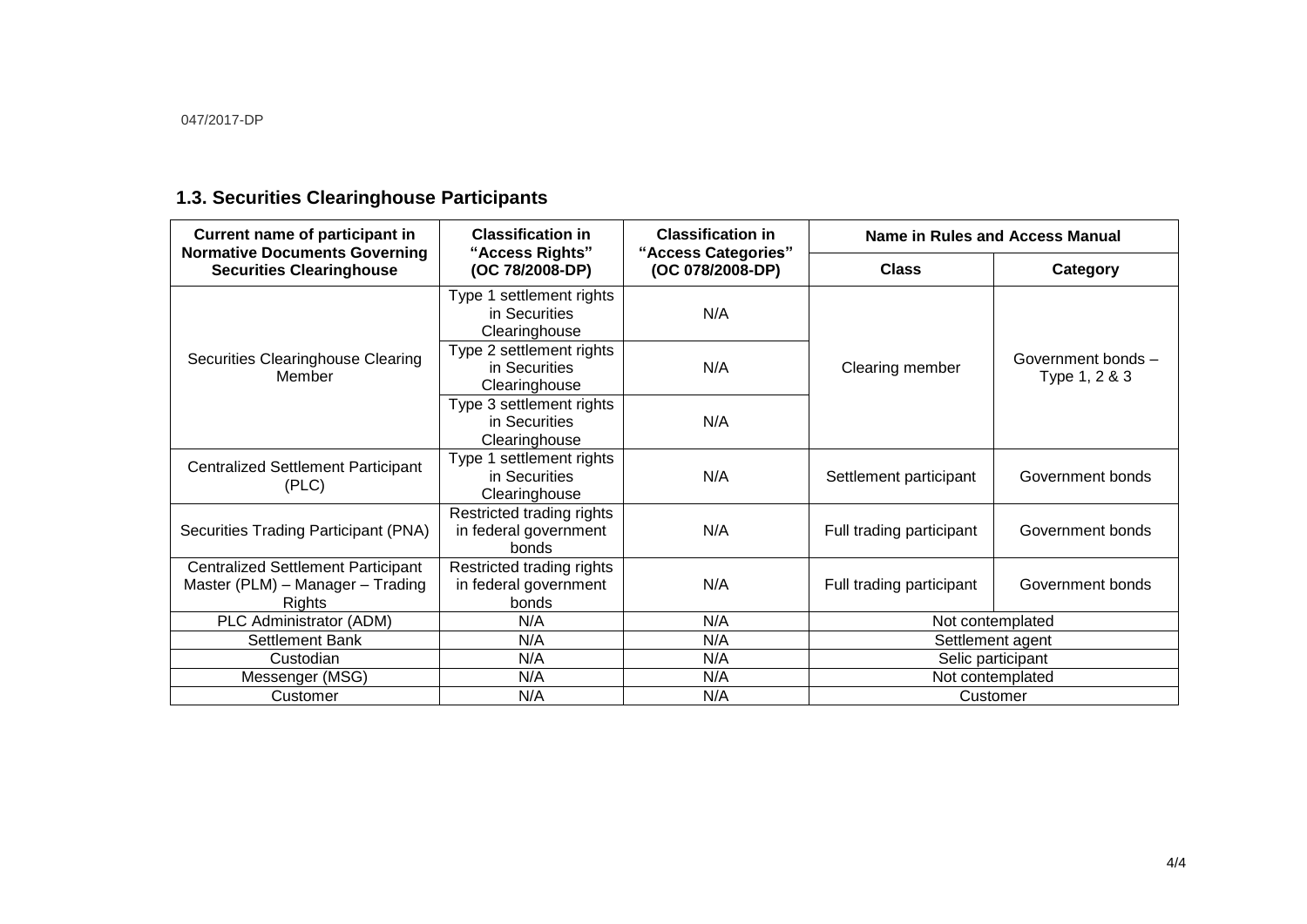047/2017-DP

### 1.3. Securities Clearinghouse Participants

| Current name of participant in Normative Documents Governing Securities Clearinghouse | Classification in "Access Rights" (OC 78/2008-DP) | Classification in "Access Categories" (OC 078/2008-DP) | Name in Rules and Access Manual | |
|---|---|---|---|---|
| | | | **Class** | **Category** |
| Securities Clearinghouse Clearing Member | Type 1 settlement rights in Securities Clearinghouse | N/A | Clearing member | Government bonds – Type 1, 2 & 3 |
| | Type 2 settlement rights in Securities Clearinghouse | N/A | | |
| | Type 3 settlement rights in Securities Clearinghouse | N/A | | |
| Centralized Settlement Participant (PLC) | Type 1 settlement rights in Securities Clearinghouse | N/A | Settlement participant | Government bonds |
| Securities Trading Participant (PNA) | Restricted trading rights in federal government bonds | N/A | Full trading participant | Government bonds |
| Centralized Settlement Participant Master (PLM) – Manager – Trading Rights | Restricted trading rights in federal government bonds | N/A | Full trading participant | Government bonds |
| PLC Administrator (ADM) | N/A | N/A | Not contemplated | |
| Settlement Bank | N/A | N/A | Settlement agent | |
| Custodian | N/A | N/A | Selic participant | |
| Messenger (MSG) | N/A | N/A | Not contemplated | |
| Customer | N/A | N/A | Customer | |